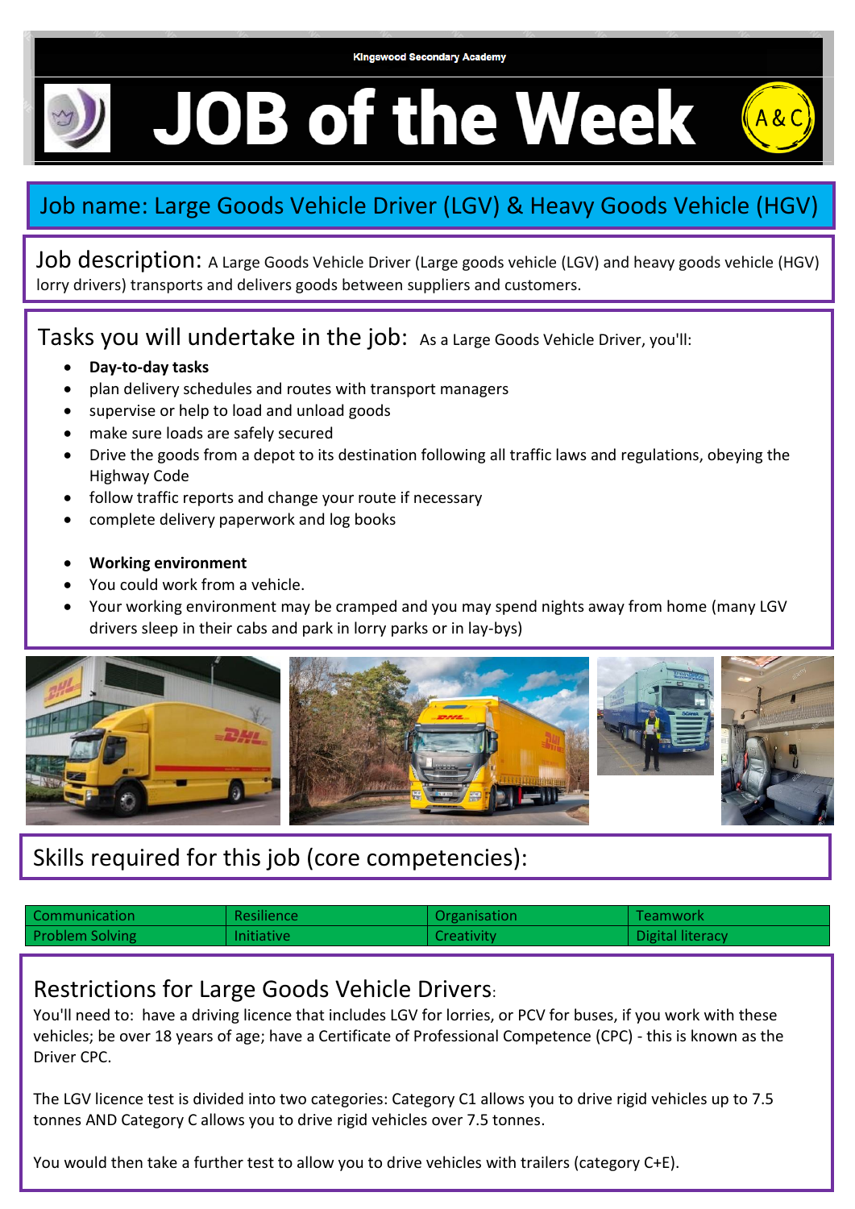Kingswood Secondary Academy

# JOB of the Week

A&C

## Job name: Large Goods Vehicle Driver (LGV) & Heavy Goods Vehicle (HGV)

**Job description:** A Large Goods Vehicle Driver (Large goods vehicle (LGV) and heavy goods vehicle (HGV) lorry drivers) transports and delivers goods between suppliers and customers.

## Tasks you will undertake in the job:

As a Large Goods Vehicle Driver, you'll:

- **Day-to-day tasks**
- plan delivery schedules and routes with transport managers
- supervise or help to load and unload goods
- make sure loads are safely secured
- Drive the goods from a depot to its destination following all traffic laws and regulations, obeying the Highway Code
- follow traffic reports and change your route if necessary
- complete delivery paperwork and log books

- **Working environment**
- You could work from a vehicle.
- Your working environment may be cramped and you may spend nights away from home (many LGV drivers sleep in their cabs and park in lorry parks or in lay-bys)

## Skills required for this job (core competencies):

| Communication | Resilience | Organisation | Teamwork |
|---|---|---|---|
| Problem Solving | Initiative | Creativity | Digital literacy |

## Restrictions for Large Goods Vehicle Drivers:

You'll need to: have a driving licence that includes LGV for lorries, or PCV for buses, if you work with these vehicles; be over 18 years of age; have a Certificate of Professional Competence (CPC) - this is known as the Driver CPC.

The LGV licence test is divided into two categories: Category C1 allows you to drive rigid vehicles up to 7.5 tonnes AND Category C allows you to drive rigid vehicles over 7.5 tonnes.

You would then take a further test to allow you to drive vehicles with trailers (category C+E).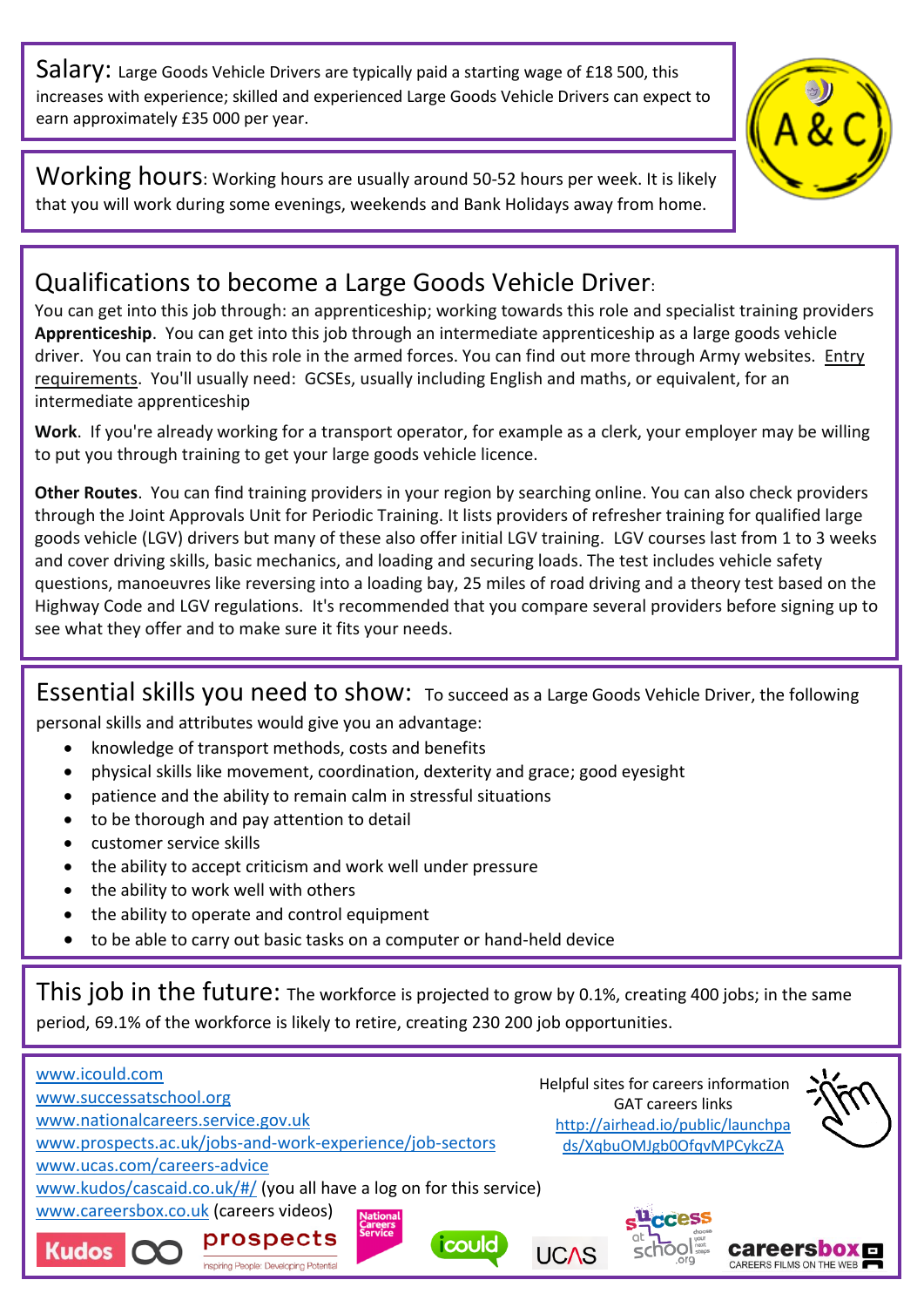## Salary:
Large Goods Vehicle Drivers are typically paid a starting wage of £18 500, this increases with experience; skilled and experienced Large Goods Vehicle Drivers can expect to earn approximately £35 000 per year.

## Working hours:
Working hours are usually around 50-52 hours per week. It is likely that you will work during some evenings, weekends and Bank Holidays away from home.

## Qualifications to become a Large Goods Vehicle Driver:

You can get into this job through: an apprenticeship; working towards this role and specialist training providers **Apprenticeship**. You can get into this job through an intermediate apprenticeship as a large goods vehicle driver. You can train to do this role in the armed forces. You can find out more through Army websites. Entry requirements. You'll usually need: GCSEs, usually including English and maths, or equivalent, for an intermediate apprenticeship

**Work**. If you're already working for a transport operator, for example as a clerk, your employer may be willing to put you through training to get your large goods vehicle licence.

**Other Routes**. You can find training providers in your region by searching online. You can also check providers through the Joint Approvals Unit for Periodic Training. It lists providers of refresher training for qualified large goods vehicle (LGV) drivers but many of these also offer initial LGV training. LGV courses last from 1 to 3 weeks and cover driving skills, basic mechanics, and loading and securing loads. The test includes vehicle safety questions, manoeuvres like reversing into a loading bay, 25 miles of road driving and a theory test based on the Highway Code and LGV regulations. It's recommended that you compare several providers before signing up to see what they offer and to make sure it fits your needs.

## Essential skills you need to show:
To succeed as a Large Goods Vehicle Driver, the following personal skills and attributes would give you an advantage:

- knowledge of transport methods, costs and benefits
- physical skills like movement, coordination, dexterity and grace; good eyesight
- patience and the ability to remain calm in stressful situations
- to be thorough and pay attention to detail
- customer service skills
- the ability to accept criticism and work well under pressure
- the ability to work well with others
- the ability to operate and control equipment
- to be able to carry out basic tasks on a computer or hand-held device

## This job in the future:
The workforce is projected to grow by 0.1%, creating 400 jobs; in the same period, 69.1% of the workforce is likely to retire, creating 230 200 job opportunities.

www.icould.com
www.successatschool.org
www.nationalcareers.service.gov.uk
www.prospects.ac.uk/jobs-and-work-experience/job-sectors
www.ucas.com/careers-advice
www.kudos.co.uk/#/ (you all have a log on for this service)
www.careersbox.co.uk (careers videos)

Helpful sites for careers information
GAT careers links
http://airhead.io/public/launchpads/XqbuOMJgb0OfqvMPCykcZA